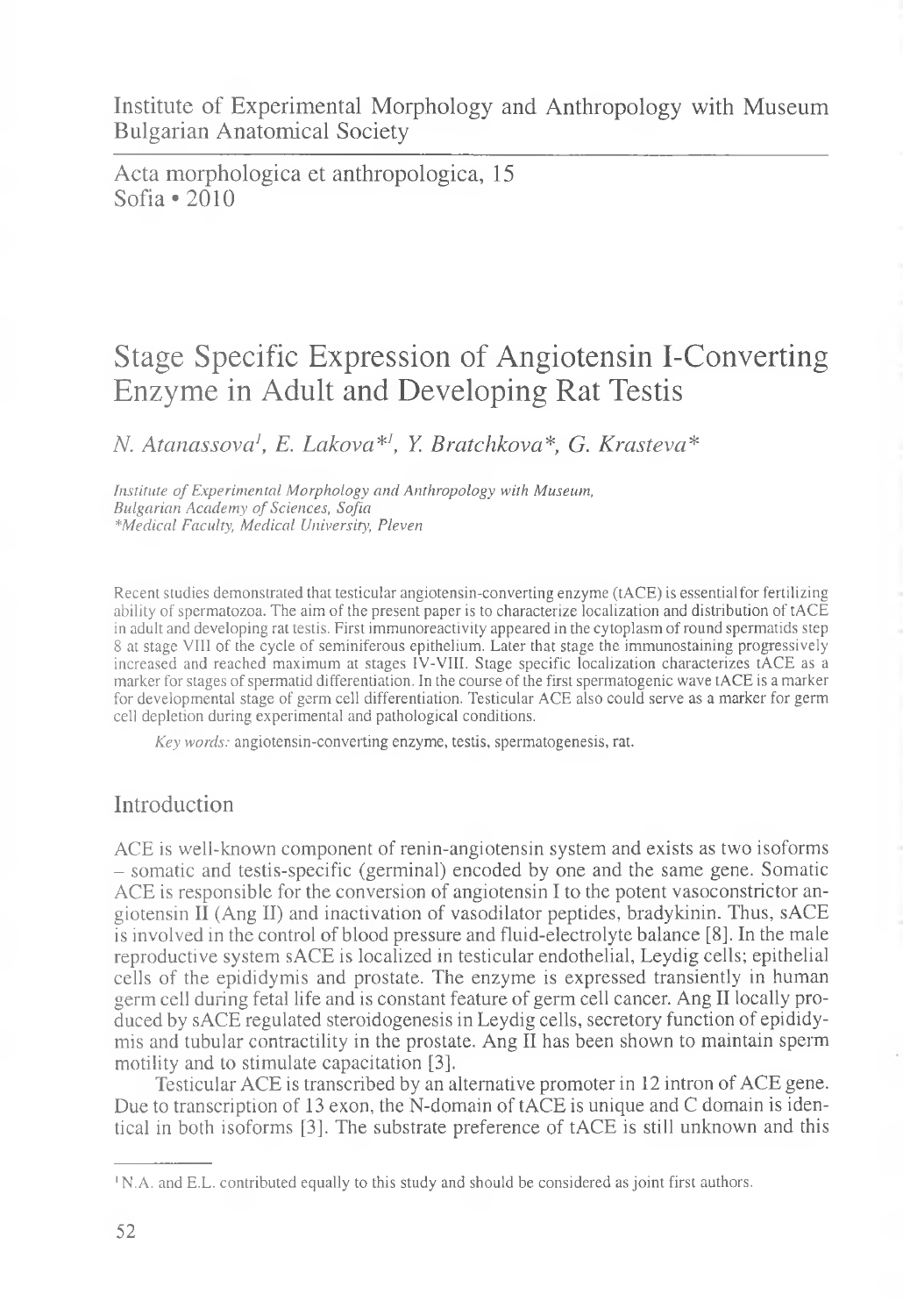Institute of Experimental Morphology and Anthropology with Museum
Bulgarian Anatomical Society

Acta morphologica et anthropologica, 15
Sofia • 2010

# Stage Specific Expression of Angiotensin I-Converting Enzyme in Adult and Developing Rat Testis

*N. Atanassova[1], E. Lakova\*[1], Y. Bratchkova\*, G. Krasteva\**

*Institute of Experimental Morphology and Anthropology with Museum, Bulgarian Academy of Sciences, Sofia*
*\*Medical Faculty, Medical University, Pleven*

Recent studies demonstrated that testicular angiotensin-converting enzyme (tACE) is essential for fertilizing ability of spermatozoa. The aim of the present paper is to characterize localization and distribution of tACE in adult and developing rat testis. First immunoreactivity appeared in the cytoplasm of round spermatids step 8 at stage VIII of the cycle of seminiferous epithelium. Later that stage the immunostaining progressively increased and reached maximum at stages IV-VIII. Stage specific localization characterizes tACE as a marker for stages of spermatid differentiation. In the course of the first spermatogenic wave tACE is a marker for developmental stage of germ cell differentiation. Testicular ACE also could serve as a marker for germ cell depletion during experimental and pathological conditions.

*Key words:* angiotensin-converting enzyme, testis, spermatogenesis, rat.

## Introduction

ACE is well-known component of renin-angiotensin system and exists as two isoforms – somatic and testis-specific (germinal) encoded by one and the same gene. Somatic ACE is responsible for the conversion of angiotensin I to the potent vasoconstrictor angiotensin II (Ang II) and inactivation of vasodilator peptides, bradykinin. Thus, sACE is involved in the control of blood pressure and fluid-electrolyte balance [8]. In the male reproductive system sACE is localized in testicular endothelial, Leydig cells; epithelial cells of the epididymis and prostate. The enzyme is expressed transiently in human germ cell during fetal life and is constant feature of germ cell cancer. Ang II locally produced by sACE regulated steroidogenesis in Leydig cells, secretory function of epididymis and tubular contractility in the prostate. Ang II has been shown to maintain sperm motility and to stimulate capacitation [3].

Testicular ACE is transcribed by an alternative promoter in 12 intron of ACE gene. Due to transcription of 13 exon, the N-domain of tACE is unique and C domain is identical in both isoforms [3]. The substrate preference of tACE is still unknown and this

[1] N.A. and E.L. contributed equally to this study and should be considered as joint first authors.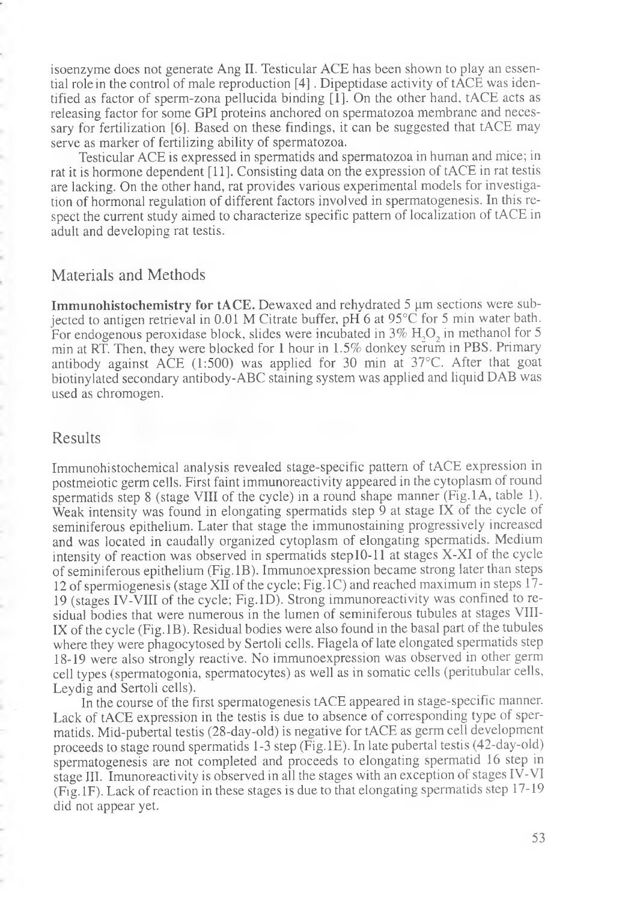isoenzyme does not generate Ang II. Testicular ACE has been shown to play an essential role in the control of male reproduction [4] . Dipeptidase activity of tACE was identified as factor of sperm-zona pellucida binding [1]. On the other hand, tACE acts as releasing factor for some GPI proteins anchored on spermatozoa membrane and necessary for fertilization [6]. Based on these findings, it can be suggested that tACE may serve as marker of fertilizing ability of spermatozoa.

Testicular ACE is expressed in spermatids and spermatozoa in human and mice; in rat it is hormone dependent [11]. Consisting data on the expression of tACE in rat testis are lacking. On the other hand, rat provides various experimental models for investigation of hormonal regulation of different factors involved in spermatogenesis. In this respect the current study aimed to characterize specific pattern of localization of tACE in adult and developing rat testis.

## Materials and Methods

**Immunohistochemistry for tACE.** Dewaxed and rehydrated 5 μm sections were subjected to antigen retrieval in 0.01 M Citrate buffer, pH 6 at 95°C for 5 min water bath. For endogenous peroxidase block, slides were incubated in 3% $H_2O_2$ in methanol for 5 min at RT. Then, they were blocked for 1 hour in 1.5% donkey serum in PBS. Primary antibody against ACE (1:500) was applied for 30 min at 37°C. After that goat biotinylated secondary antibody-ABC staining system was applied and liquid DAB was used as chromogen.

## Results

Immunohistochemical analysis revealed stage-specific pattern of tACE expression in postmeiotic germ cells. First faint immunoreactivity appeared in the cytoplasm of round spermatids step 8 (stage VIII of the cycle) in a round shape manner (Fig.1A, table 1). Weak intensity was found in elongating spermatids step 9 at stage IX of the cycle of seminiferous epithelium. Later that stage the immunostaining progressively increased and was located in caudally organized cytoplasm of elongating spermatids. Medium intensity of reaction was observed in spermatids step10-11 at stages X-XI of the cycle of seminiferous epithelium (Fig.1B). Immunoexpression became strong later than steps 12 of spermiogenesis (stage XII of the cycle; Fig.1C) and reached maximum in steps 17-19 (stages IV-VIII of the cycle; Fig.1D). Strong immunoreactivity was confined to residual bodies that were numerous in the lumen of seminiferous tubules at stages VIII-IX of the cycle (Fig.1B). Residual bodies were also found in the basal part of the tubules where they were phagocytosed by Sertoli cells. Flagela of late elongated spermatids step 18-19 were also strongly reactive. No immunoexpression was observed in other germ cell types (spermatogonia, spermatocytes) as well as in somatic cells (peritubular cells, Leydig and Sertoli cells).

In the course of the first spermatogenesis tACE appeared in stage-specific manner. Lack of tACE expression in the testis is due to absence of corresponding type of spermatids. Mid-pubertal testis (28-day-old) is negative for tACE as germ cell development proceeds to stage round spermatids 1-3 step (Fig.1E). In late pubertal testis (42-day-old) spermatogenesis are not completed and proceeds to elongating spermatid 16 step in stage III. Imunoreactivity is observed in all the stages with an exception of stages IV-VI (Fig.1F). Lack of reaction in these stages is due to that elongating spermatids step 17-19 did not appear yet.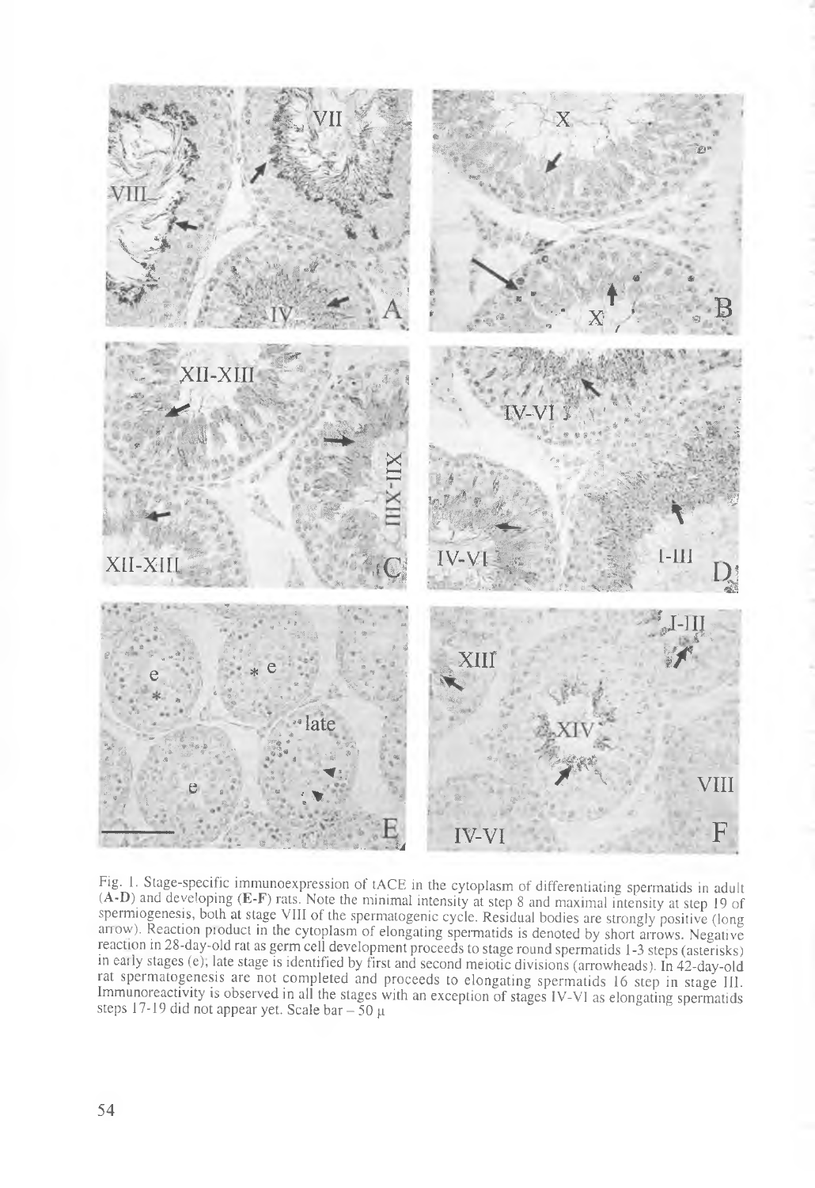Fig. 1. Stage-specific immunoexpression of tACE in the cytoplasm of differentiating spermatids in adult (**A-D**) and developing (**E-F**) rats. Note the minimal intensity at step 8 and maximal intensity at step 19 of spermiogenesis, both at stage VIII of the spermatogenic cycle. Residual bodies are strongly positive (long arrow). Reaction product in the cytoplasm of elongating spermatids is denoted by short arrows. Negative reaction in 28-day-old rat as germ cell development proceeds to stage round spermatids 1-3 steps (asterisks) in early stages (e); late stage is identified by first and second meiotic divisions (arrowheads). In 42-day-old rat spermatogenesis are not completed and proceeds to elongating spermatids 16 step in stage III. Immunoreactivity is observed in all the stages with an exception of stages IV-VI as elongating spermatids steps 17-19 did not appear yet. Scale bar – 50 μ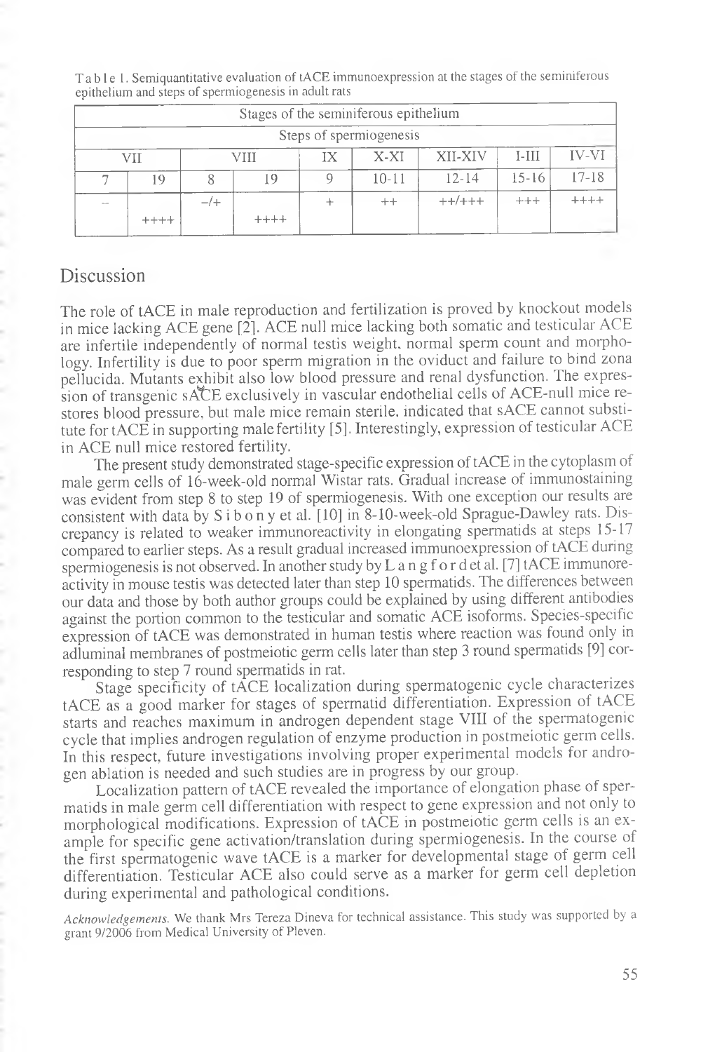Table 1. Semiquantitative evaluation of tACE immunoexpression at the stages of the seminiferous epithelium and steps of spermiogenesis in adult rats

| Stages of the seminiferous epithelium | | | | | | | | |
|---|---|---|---|---|---|---|---|---|
| Steps of spermiogenesis | | | | | | | | |
| VII | | VIII | | IX | X-XI | XII-XIV | I-III | IV-VI |
| 7 | 19 | 8 | 19 | 9 | 10-11 | 12-14 | 15-16 | 17-18 |
| – | ++++ | –/+ | ++++ | + | ++ | ++/+++ | +++ | ++++ |

## Discussion

The role of tACE in male reproduction and fertilization is proved by knockout models in mice lacking ACE gene [2]. ACE null mice lacking both somatic and testicular ACE are infertile independently of normal testis weight, normal sperm count and morphology. Infertility is due to poor sperm migration in the oviduct and failure to bind zona pellucida. Mutants exhibit also low blood pressure and renal dysfunction. The expression of transgenic sACE exclusively in vascular endothelial cells of ACE-null mice restores blood pressure, but male mice remain sterile, indicated that sACE cannot substitute for tACE in supporting male fertility [5]. Interestingly, expression of testicular ACE in ACE null mice restored fertility.

The present study demonstrated stage-specific expression of tACE in the cytoplasm of male germ cells of 16-week-old normal Wistar rats. Gradual increase of immunostaining was evident from step 8 to step 19 of spermiogenesis. With one exception our results are consistent with data by Sibony et al. [10] in 8-10-week-old Sprague-Dawley rats. Discrepancy is related to weaker immunoreactivity in elongating spermatids at steps 15-17 compared to earlier steps. As a result gradual increased immunoexpression of tACE during spermiogenesis is not observed. In another study by Langford et al. [7] tACE immunoreactivity in mouse testis was detected later than step 10 spermatids. The differences between our data and those by both author groups could be explained by using different antibodies against the portion common to the testicular and somatic ACE isoforms. Species-specific expression of tACE was demonstrated in human testis where reaction was found only in adluminal membranes of postmeiotic germ cells later than step 3 round spermatids [9] corresponding to step 7 round spermatids in rat.

Stage specificity of tACE localization during spermatogenic cycle characterizes tACE as a good marker for stages of spermatid differentiation. Expression of tACE starts and reaches maximum in androgen dependent stage VIII of the spermatogenic cycle that implies androgen regulation of enzyme production in postmeiotic germ cells. In this respect, future investigations involving proper experimental models for androgen ablation is needed and such studies are in progress by our group.

Localization pattern of tACE revealed the importance of elongation phase of spermatids in male germ cell differentiation with respect to gene expression and not only to morphological modifications. Expression of tACE in postmeiotic germ cells is an example for specific gene activation/translation during spermiogenesis. In the course of the first spermatogenic wave tACE is a marker for developmental stage of germ cell differentiation. Testicular ACE also could serve as a marker for germ cell depletion during experimental and pathological conditions.

*Acknowledgements.* We thank Mrs Tereza Dineva for technical assistance. This study was supported by a grant 9/2006 from Medical University of Pleven.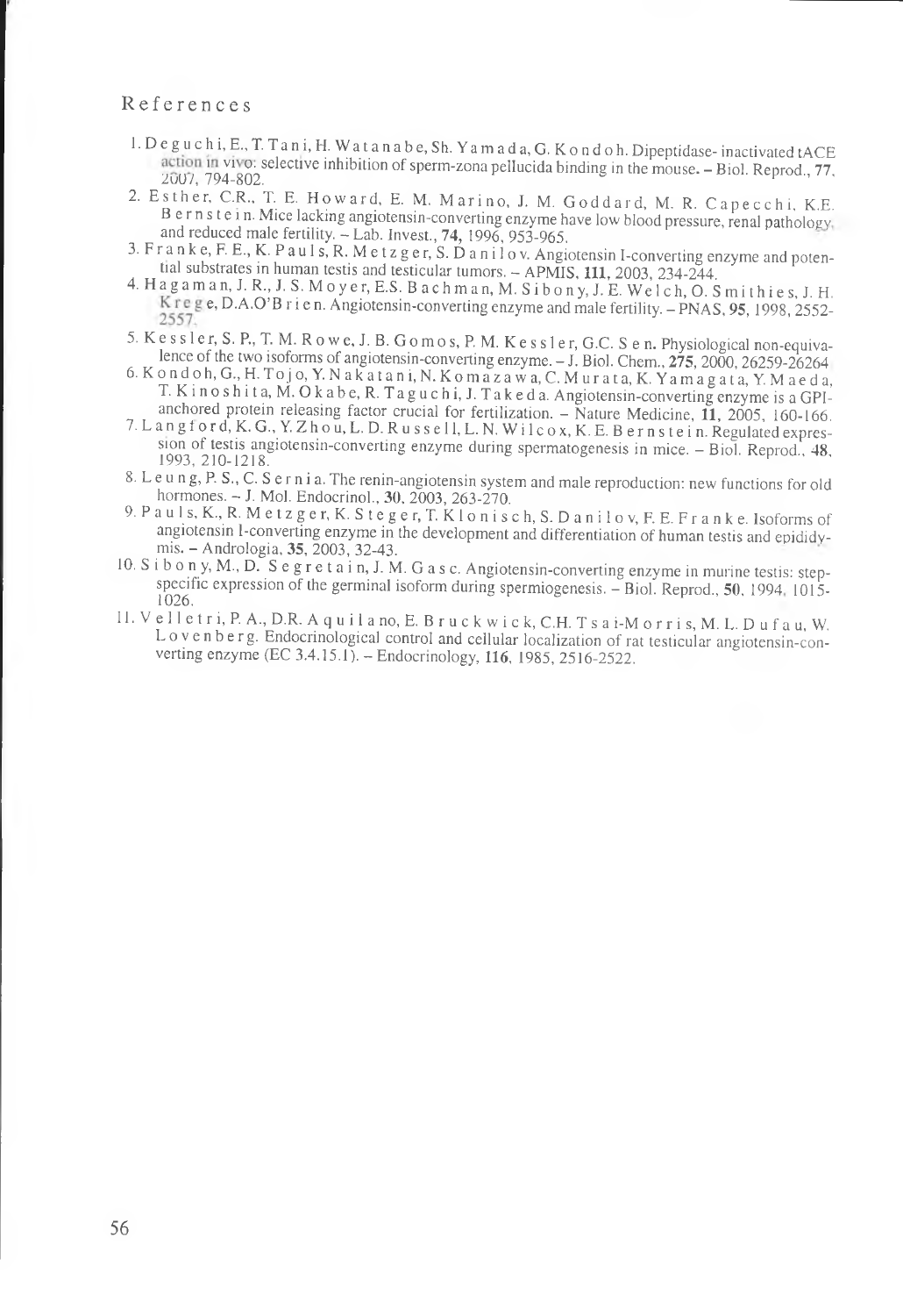## References

1. Deguchi, E., T. Tani, H. Watanabe, Sh. Yamada, G. Kondoh. Dipeptidase- inactivated tACE action in vivo: selective inhibition of sperm-zona pellucida binding in the mouse. – Biol. Reprod., **77**, 2007, 794-802.
2. Esther, C.R., T. E. Howard, E. M. Marino, J. M. Goddard, M. R. Capecchi, K.E. Bernstein. Mice lacking angiotensin-converting enzyme have low blood pressure, renal pathology, and reduced male fertility. – Lab. Invest., **74**, 1996, 953-965.
3. Franke, F. E., K. Pauls, R. Metzger, S. Danilov. Angiotensin I-converting enzyme and potential substrates in human testis and testicular tumors. – APMIS, **111**, 2003, 234-244.
4. Hagaman, J. R., J. S. Moyer, E.S. Bachman, M. Sibony, J. E. Welch, O. Smithies, J. H. Krege, D.A.O'Brien. Angiotensin-converting enzyme and male fertility. – PNAS, **95**, 1998, 2552-2557.
5. Kessler, S. P., T. M. Rowe, J. B. Gomos, P. M. Kessler, G.C. Sen. Physiological non-equivalence of the two isoforms of angiotensin-converting enzyme. – J. Biol. Chem., **275**, 2000, 26259-26264
6. Kondoh, G., H. Tojo, Y. Nakatani, N. Komazawa, C. Murata, K. Yamagata, Y. Maeda, T. Kinoshita, M. Okabe, R. Taguchi, J. Takeda. Angiotensin-converting enzyme is a GPI-anchored protein releasing factor crucial for fertilization. – Nature Medicine, **11**, 2005, 160-166.
7. Langford, K. G., Y. Zhou, L. D. Russell, L. N. Wilcox, K. E. Bernstein. Regulated expression of testis angiotensin-converting enzyme during spermatogenesis in mice. – Biol. Reprod., **48**, 1993, 210-1218.
8. Leung, P. S., C. Sernia. The renin-angiotensin system and male reproduction: new functions for old hormones. – J. Mol. Endocrinol., **30**, 2003, 263-270.
9. Pauls, K., R. Metzger, K. Steger, T. Klonisch, S. Danilov, F. E. Franke. Isoforms of angiotensin I-converting enzyme in the development and differentiation of human testis and epididymis. – Andrologia, **35**, 2003, 32-43.
10. Sibony, M., D. Segretain, J. M. Gasc. Angiotensin-converting enzyme in murine testis: step-specific expression of the germinal isoform during spermiogenesis. – Biol. Reprod., **50**, 1994, 1015-1026.
11. Velletri, P. A., D.R. Aquilano, E. Bruckwick, C.H. Tsai-Morris, M. L. Dufau, W. Lovenberg. Endocrinological control and cellular localization of rat testicular angiotensin-converting enzyme (EC 3.4.15.1). – Endocrinology, **116**, 1985, 2516-2522.